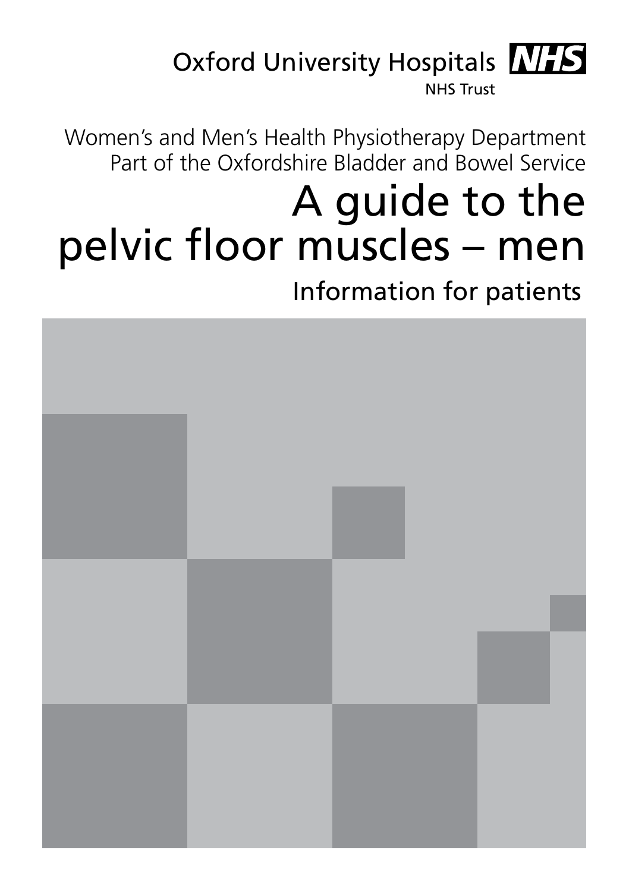Oxford University Hospitals **NHS**

NHS Trust

Women's and Men's Health Physiotherapy Department
Part of the Oxfordshire Bladder and Bowel Service

# A guide to the pelvic floor muscles – men

## Information for patients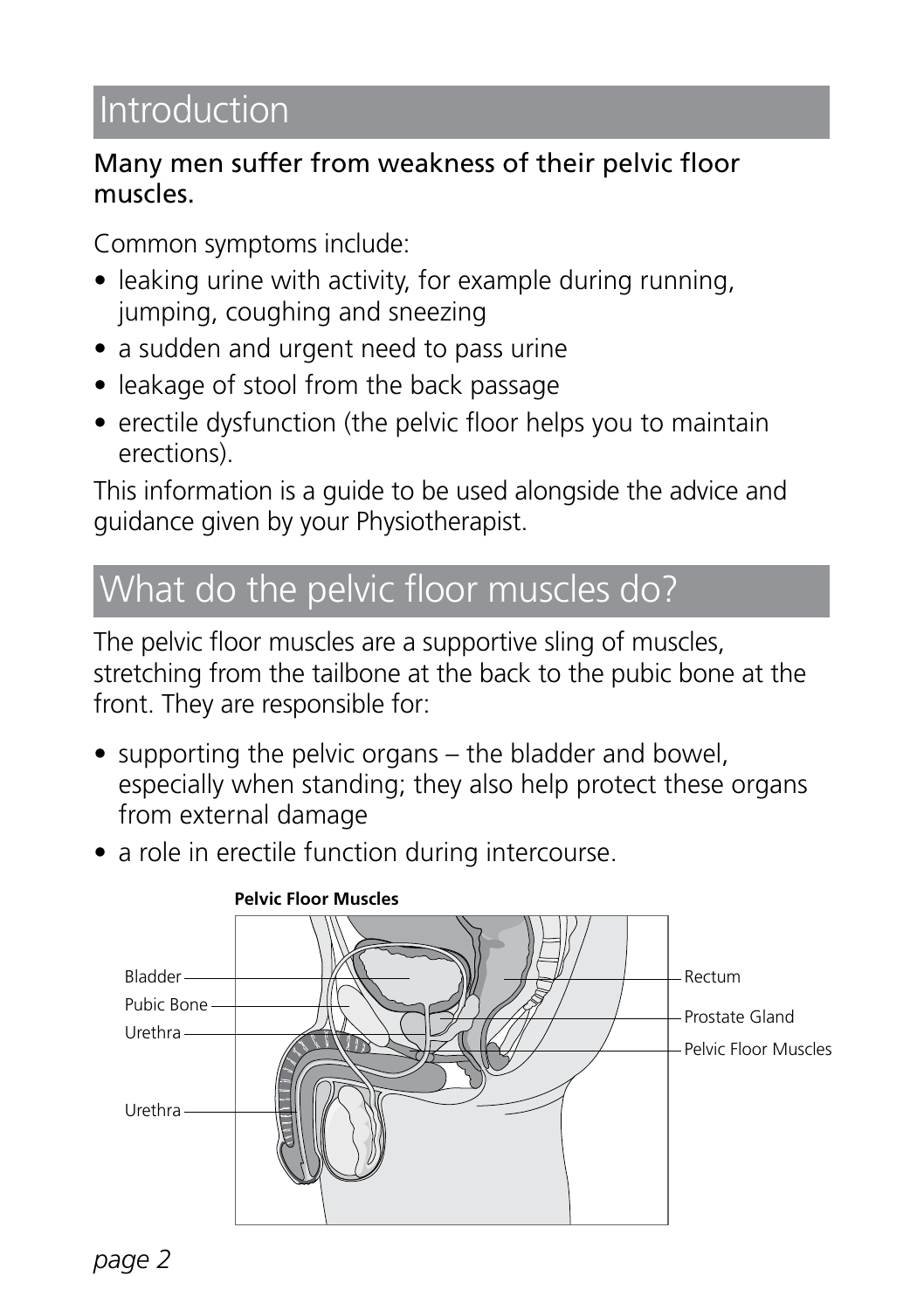## Introduction

**Many men suffer from weakness of their pelvic floor muscles.**

Common symptoms include:

- leaking urine with activity, for example during running, jumping, coughing and sneezing
- a sudden and urgent need to pass urine
- leakage of stool from the back passage
- erectile dysfunction (the pelvic floor helps you to maintain erections).

This information is a guide to be used alongside the advice and guidance given by your Physiotherapist.

## What do the pelvic floor muscles do?

The pelvic floor muscles are a supportive sling of muscles, stretching from the tailbone at the back to the pubic bone at the front. They are responsible for:

- supporting the pelvic organs – the bladder and bowel, especially when standing; they also help protect these organs from external damage
- a role in erectile function during intercourse.

**Pelvic Floor Muscles**

Bladder
Pubic Bone
Urethra
Urethra
Rectum
Prostate Gland
Pelvic Floor Muscles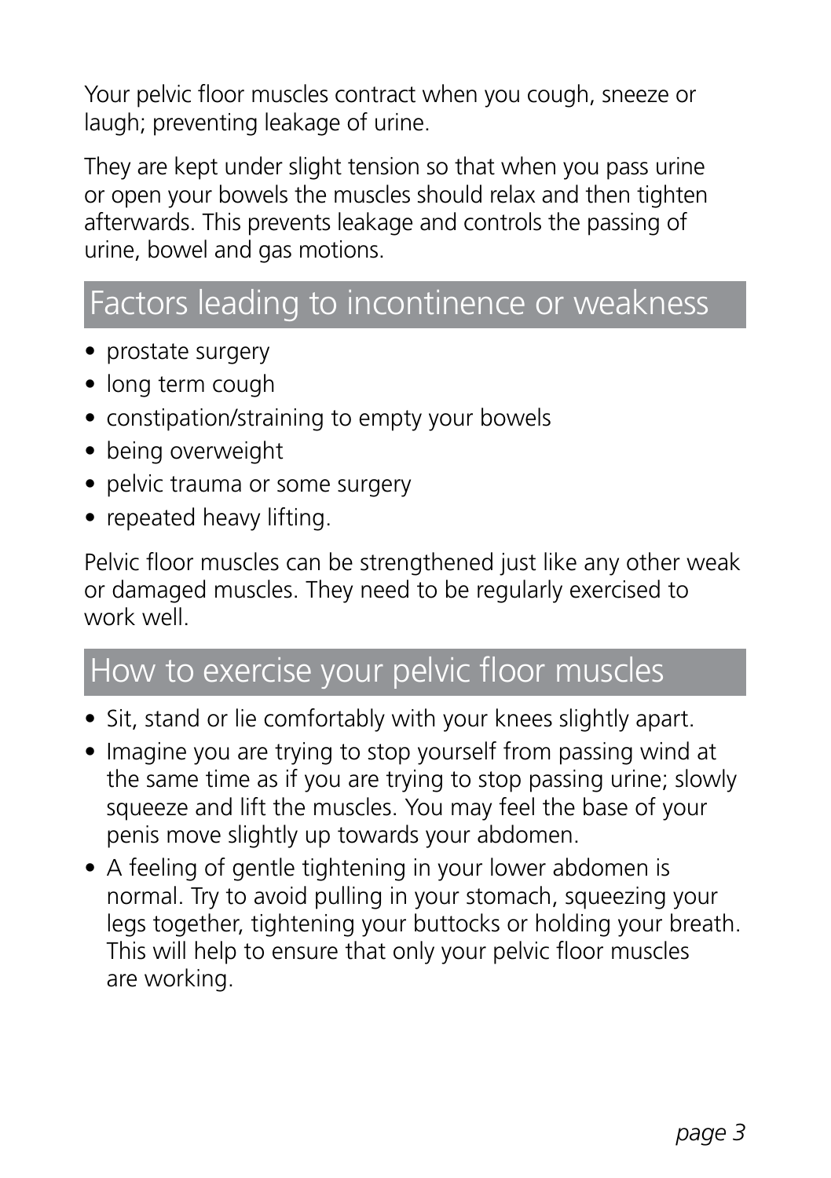Your pelvic floor muscles contract when you cough, sneeze or laugh; preventing leakage of urine.

They are kept under slight tension so that when you pass urine or open your bowels the muscles should relax and then tighten afterwards. This prevents leakage and controls the passing of urine, bowel and gas motions.

## Factors leading to incontinence or weakness

- prostate surgery
- long term cough
- constipation/straining to empty your bowels
- being overweight
- pelvic trauma or some surgery
- repeated heavy lifting.

Pelvic floor muscles can be strengthened just like any other weak or damaged muscles. They need to be regularly exercised to work well.

## How to exercise your pelvic floor muscles

- Sit, stand or lie comfortably with your knees slightly apart.
- Imagine you are trying to stop yourself from passing wind at the same time as if you are trying to stop passing urine; slowly squeeze and lift the muscles. You may feel the base of your penis move slightly up towards your abdomen.
- A feeling of gentle tightening in your lower abdomen is normal. Try to avoid pulling in your stomach, squeezing your legs together, tightening your buttocks or holding your breath. This will help to ensure that only your pelvic floor muscles are working.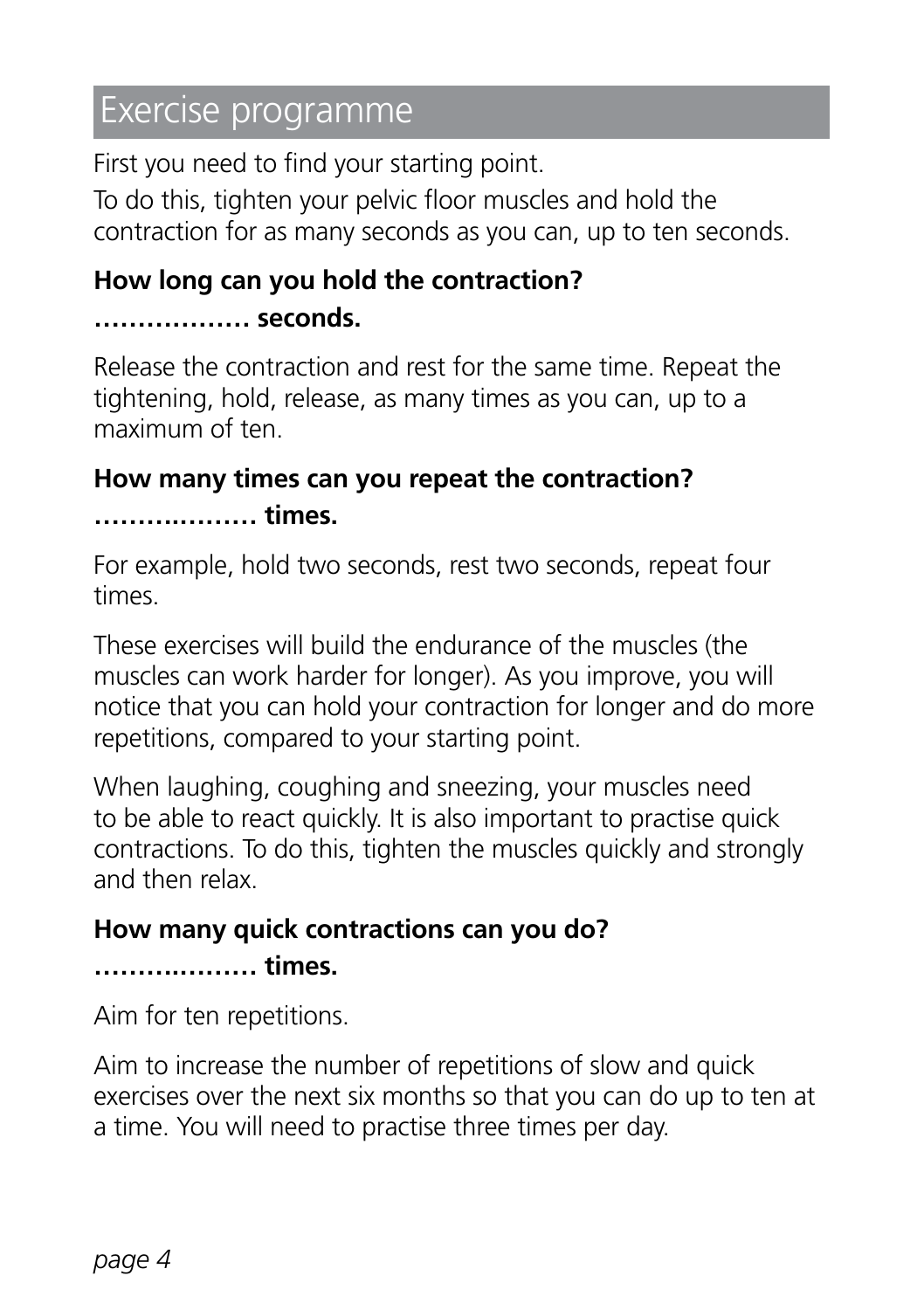# Exercise programme

First you need to find your starting point.

To do this, tighten your pelvic floor muscles and hold the contraction for as many seconds as you can, up to ten seconds.

**How long can you hold the contraction?**

**……………… seconds.**

Release the contraction and rest for the same time. Repeat the tightening, hold, release, as many times as you can, up to a maximum of ten.

**How many times can you repeat the contraction?**

**……………… times.**

For example, hold two seconds, rest two seconds, repeat four times.

These exercises will build the endurance of the muscles (the muscles can work harder for longer). As you improve, you will notice that you can hold your contraction for longer and do more repetitions, compared to your starting point.

When laughing, coughing and sneezing, your muscles need to be able to react quickly. It is also important to practise quick contractions. To do this, tighten the muscles quickly and strongly and then relax.

**How many quick contractions can you do?**

**……………… times.**

Aim for ten repetitions.

Aim to increase the number of repetitions of slow and quick exercises over the next six months so that you can do up to ten at a time. You will need to practise three times per day.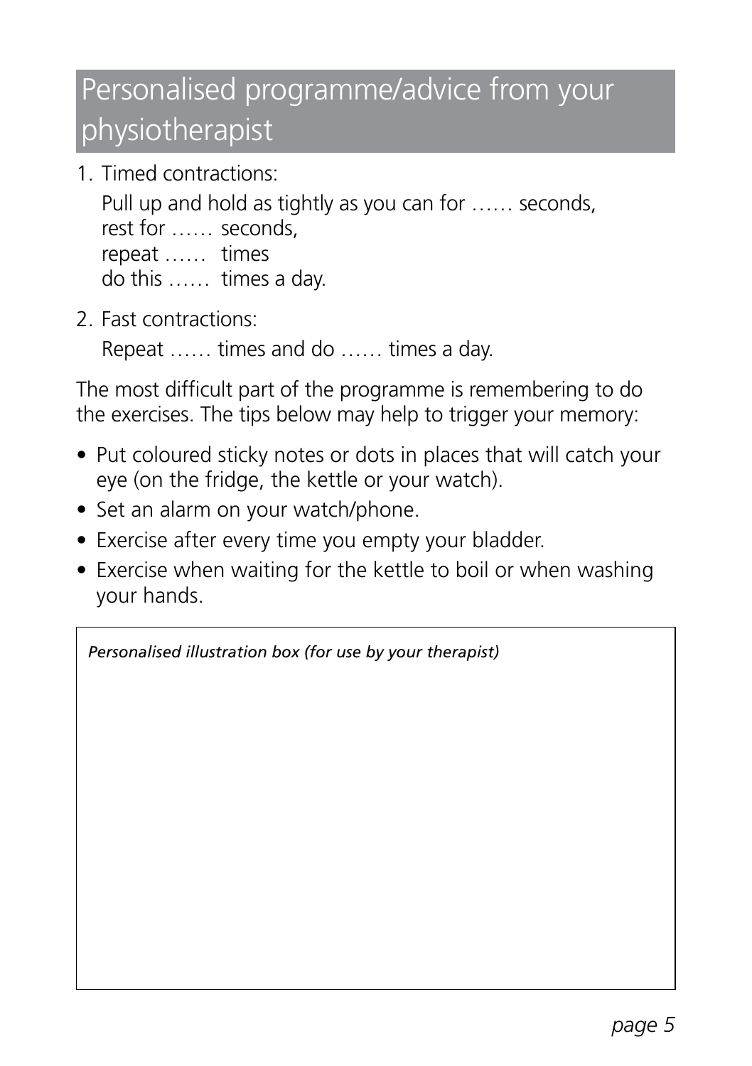## Personalised programme/advice from your physiotherapist

1. Timed contractions:

   Pull up and hold as tightly as you can for …… seconds,
   rest for …… seconds,
   repeat …… times
   do this …… times a day.

2. Fast contractions:

   Repeat …… times and do …… times a day.

The most difficult part of the programme is remembering to do the exercises. The tips below may help to trigger your memory:

- Put coloured sticky notes or dots in places that will catch your eye (on the fridge, the kettle or your watch).
- Set an alarm on your watch/phone.
- Exercise after every time you empty your bladder.
- Exercise when waiting for the kettle to boil or when washing your hands.

*Personalised illustration box (for use by your therapist)*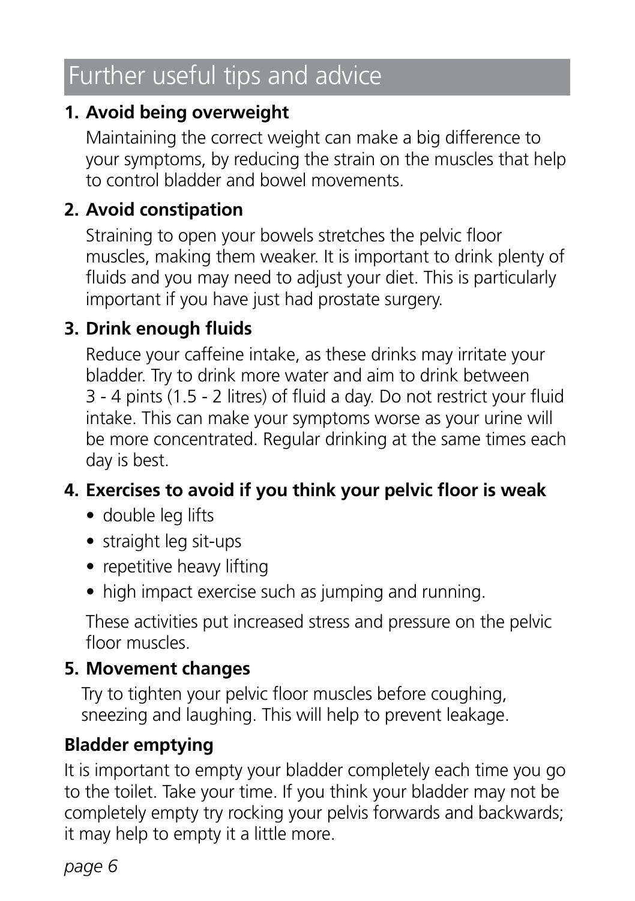## Further useful tips and advice

1. **Avoid being overweight**

   Maintaining the correct weight can make a big difference to your symptoms, by reducing the strain on the muscles that help to control bladder and bowel movements.

2. **Avoid constipation**

   Straining to open your bowels stretches the pelvic floor muscles, making them weaker. It is important to drink plenty of fluids and you may need to adjust your diet. This is particularly important if you have just had prostate surgery.

3. **Drink enough fluids**

   Reduce your caffeine intake, as these drinks may irritate your bladder. Try to drink more water and aim to drink between 3 - 4 pints (1.5 - 2 litres) of fluid a day. Do not restrict your fluid intake. This can make your symptoms worse as your urine will be more concentrated. Regular drinking at the same times each day is best.

4. **Exercises to avoid if you think your pelvic floor is weak**

   - double leg lifts
   - straight leg sit-ups
   - repetitive heavy lifting
   - high impact exercise such as jumping and running.

   These activities put increased stress and pressure on the pelvic floor muscles.

5. **Movement changes**

   Try to tighten your pelvic floor muscles before coughing, sneezing and laughing. This will help to prevent leakage.

**Bladder emptying**

It is important to empty your bladder completely each time you go to the toilet. Take your time. If you think your bladder may not be completely empty try rocking your pelvis forwards and backwards; it may help to empty it a little more.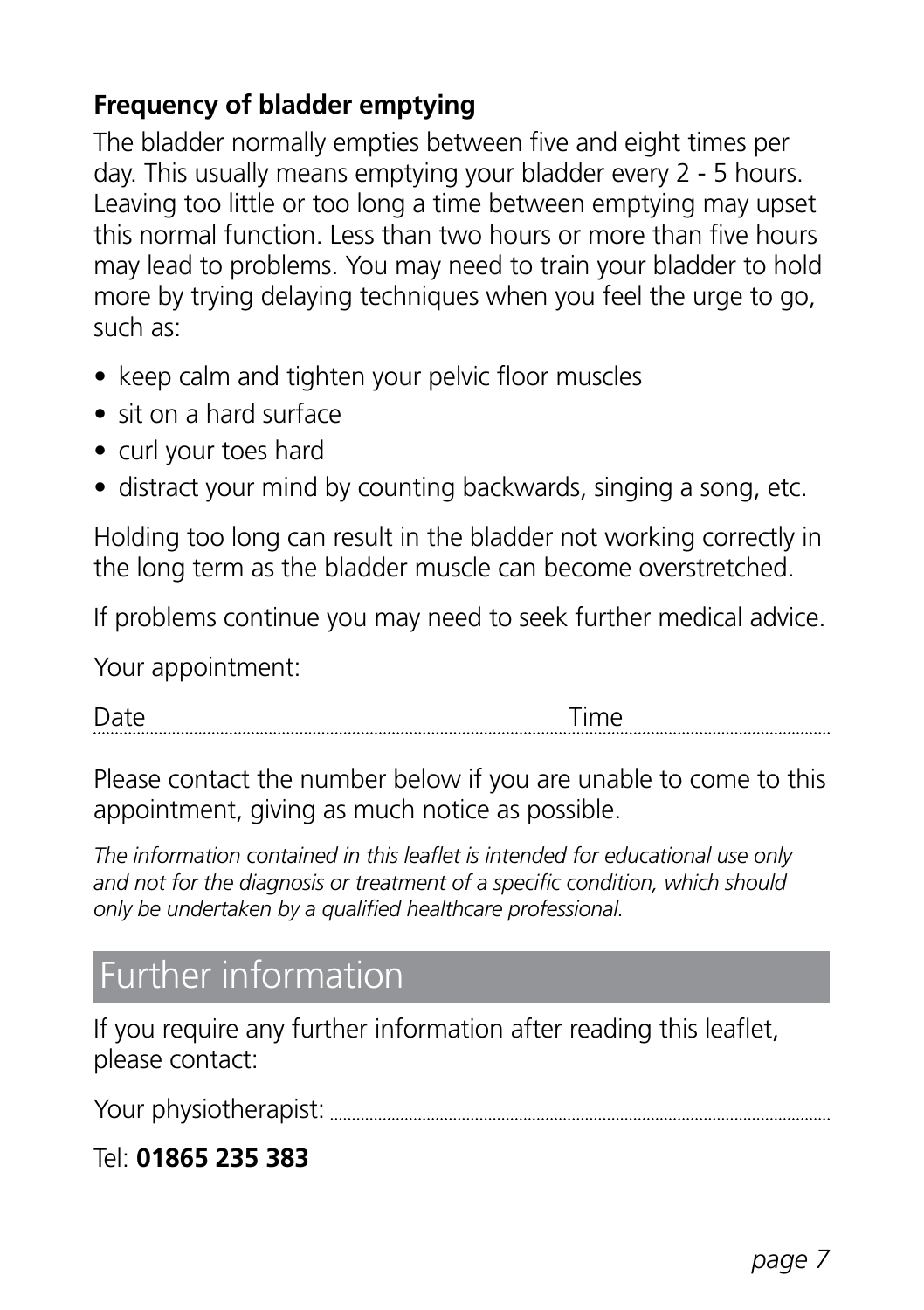### Frequency of bladder emptying

The bladder normally empties between five and eight times per day. This usually means emptying your bladder every 2 - 5 hours. Leaving too little or too long a time between emptying may upset this normal function. Less than two hours or more than five hours may lead to problems. You may need to train your bladder to hold more by trying delaying techniques when you feel the urge to go, such as:

- keep calm and tighten your pelvic floor muscles
- sit on a hard surface
- curl your toes hard
- distract your mind by counting backwards, singing a song, etc.

Holding too long can result in the bladder not working correctly in the long term as the bladder muscle can become overstretched.

If problems continue you may need to seek further medical advice.

Your appointment:

Date .................................................... Time ....................................................

Please contact the number below if you are unable to come to this appointment, giving as much notice as possible.

*The information contained in this leaflet is intended for educational use only and not for the diagnosis or treatment of a specific condition, which should only be undertaken by a qualified healthcare professional.*

## Further information

If you require any further information after reading this leaflet, please contact:

Your physiotherapist: ....................................................

Tel: **01865 235 383**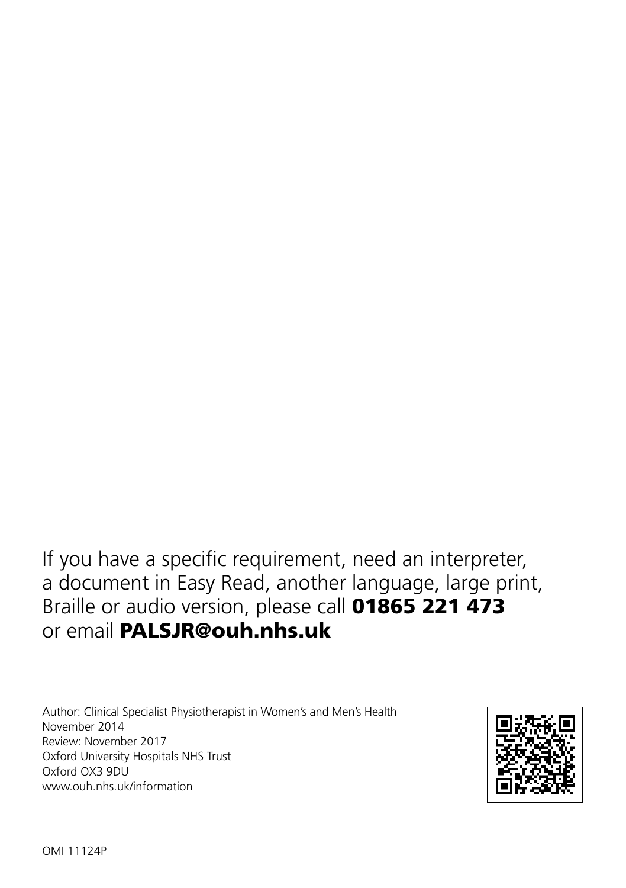If you have a specific requirement, need an interpreter, a document in Easy Read, another language, large print, Braille or audio version, please call **01865 221 473** or email **PALSJR@ouh.nhs.uk**

Author: Clinical Specialist Physiotherapist in Women's and Men's Health
November 2014
Review: November 2017
Oxford University Hospitals NHS Trust
Oxford OX3 9DU
www.ouh.nhs.uk/information

OMI 11124P